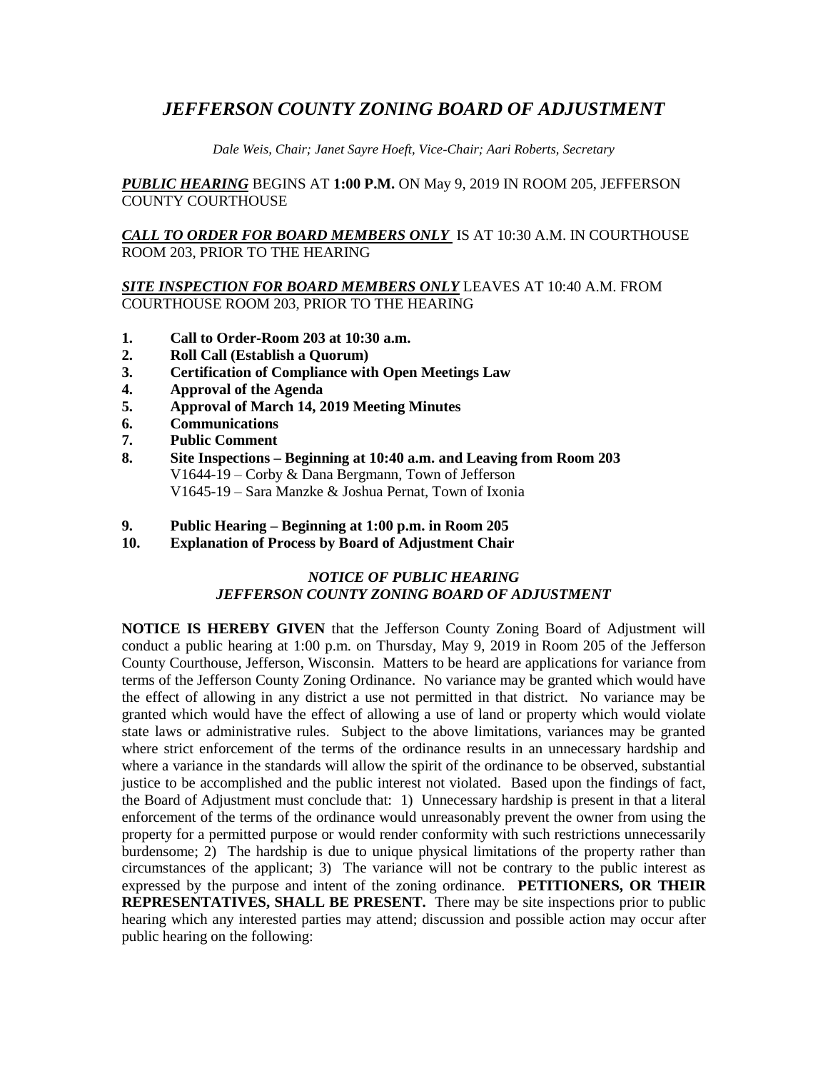# *JEFFERSON COUNTY ZONING BOARD OF ADJUSTMENT*

*Dale Weis, Chair; Janet Sayre Hoeft, Vice-Chair; Aari Roberts, Secretary*

***PUBLIC HEARING*** BEGINS AT **1:00 P.M.** ON May 9, 2019 IN ROOM 205, JEFFERSON COUNTY COURTHOUSE

***CALL TO ORDER FOR BOARD MEMBERS ONLY*** IS AT 10:30 A.M. IN COURTHOUSE ROOM 203, PRIOR TO THE HEARING

***SITE INSPECTION FOR BOARD MEMBERS ONLY*** LEAVES AT 10:40 A.M. FROM COURTHOUSE ROOM 203, PRIOR TO THE HEARING

1. **Call to Order-Room 203 at 10:30 a.m.**
2. **Roll Call (Establish a Quorum)**
3. **Certification of Compliance with Open Meetings Law**
4. **Approval of the Agenda**
5. **Approval of March 14, 2019 Meeting Minutes**
6. **Communications**
7. **Public Comment**
8. **Site Inspections – Beginning at 10:40 a.m. and Leaving from Room 203**
   V1644-19 – Corby & Dana Bergmann, Town of Jefferson
   V1645-19 – Sara Manzke & Joshua Pernat, Town of Ixonia
9. **Public Hearing – Beginning at 1:00 p.m. in Room 205**
10. **Explanation of Process by Board of Adjustment Chair**

### *NOTICE OF PUBLIC HEARING*
### *JEFFERSON COUNTY ZONING BOARD OF ADJUSTMENT*

**NOTICE IS HEREBY GIVEN** that the Jefferson County Zoning Board of Adjustment will conduct a public hearing at 1:00 p.m. on Thursday, May 9, 2019 in Room 205 of the Jefferson County Courthouse, Jefferson, Wisconsin. Matters to be heard are applications for variance from terms of the Jefferson County Zoning Ordinance. No variance may be granted which would have the effect of allowing in any district a use not permitted in that district. No variance may be granted which would have the effect of allowing a use of land or property which would violate state laws or administrative rules. Subject to the above limitations, variances may be granted where strict enforcement of the terms of the ordinance results in an unnecessary hardship and where a variance in the standards will allow the spirit of the ordinance to be observed, substantial justice to be accomplished and the public interest not violated. Based upon the findings of fact, the Board of Adjustment must conclude that: 1) Unnecessary hardship is present in that a literal enforcement of the terms of the ordinance would unreasonably prevent the owner from using the property for a permitted purpose or would render conformity with such restrictions unnecessarily burdensome; 2) The hardship is due to unique physical limitations of the property rather than circumstances of the applicant; 3) The variance will not be contrary to the public interest as expressed by the purpose and intent of the zoning ordinance. **PETITIONERS, OR THEIR REPRESENTATIVES, SHALL BE PRESENT.** There may be site inspections prior to public hearing which any interested parties may attend; discussion and possible action may occur after public hearing on the following: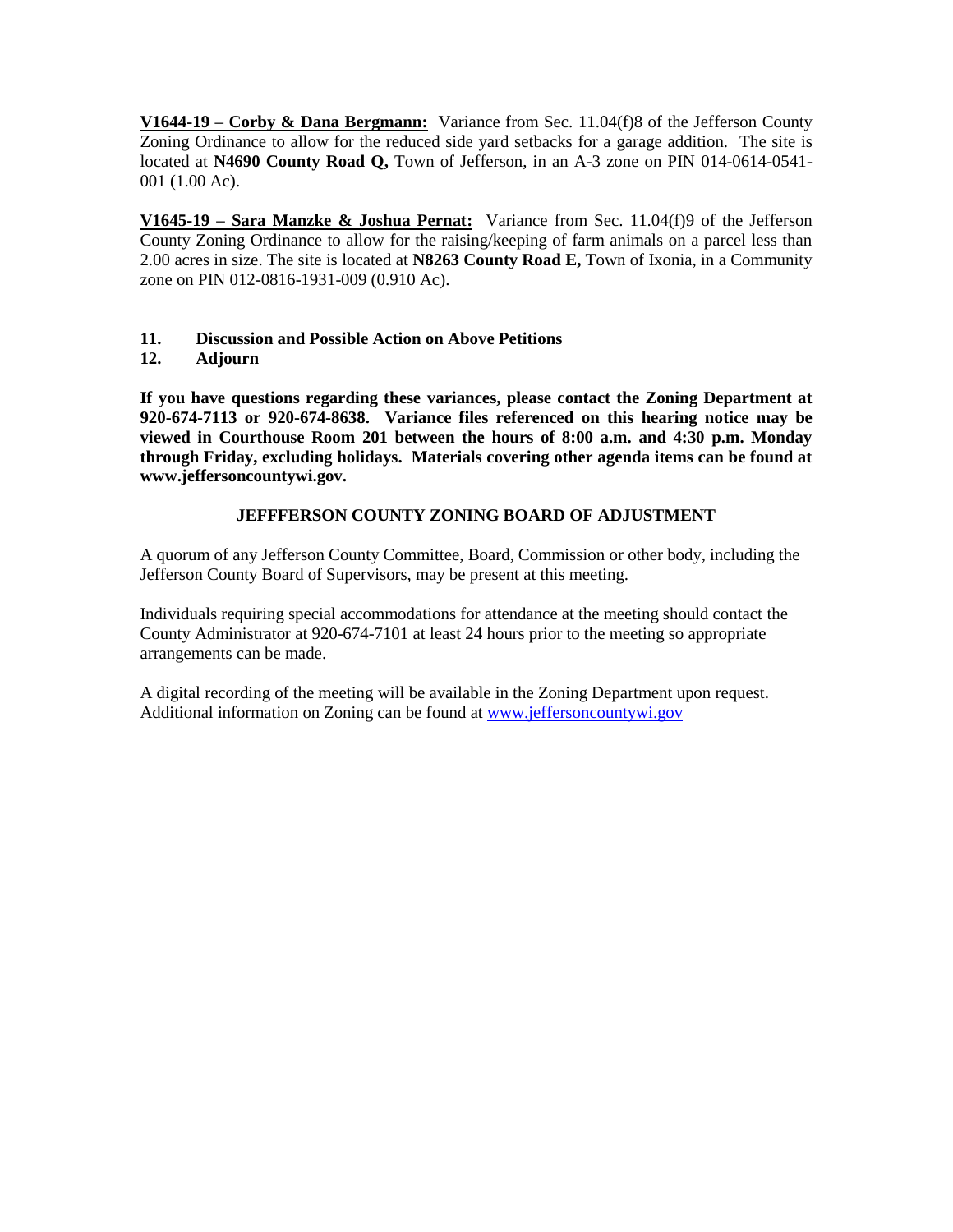**V1644-19 – Corby & Dana Bergmann:** Variance from Sec. 11.04(f)8 of the Jefferson County Zoning Ordinance to allow for the reduced side yard setbacks for a garage addition. The site is located at **N4690 County Road Q,** Town of Jefferson, in an A-3 zone on PIN 014-0614-0541-001 (1.00 Ac).

**V1645-19 – Sara Manzke & Joshua Pernat:** Variance from Sec. 11.04(f)9 of the Jefferson County Zoning Ordinance to allow for the raising/keeping of farm animals on a parcel less than 2.00 acres in size. The site is located at **N8263 County Road E,** Town of Ixonia, in a Community zone on PIN 012-0816-1931-009 (0.910 Ac).

**11. Discussion and Possible Action on Above Petitions**

**12. Adjourn**

**If you have questions regarding these variances, please contact the Zoning Department at 920-674-7113 or 920-674-8638. Variance files referenced on this hearing notice may be viewed in Courthouse Room 201 between the hours of 8:00 a.m. and 4:30 p.m. Monday through Friday, excluding holidays. Materials covering other agenda items can be found at www.jeffersoncountywi.gov.**

**JEFFFERSON COUNTY ZONING BOARD OF ADJUSTMENT**

A quorum of any Jefferson County Committee, Board, Commission or other body, including the Jefferson County Board of Supervisors, may be present at this meeting.

Individuals requiring special accommodations for attendance at the meeting should contact the County Administrator at 920-674-7101 at least 24 hours prior to the meeting so appropriate arrangements can be made.

A digital recording of the meeting will be available in the Zoning Department upon request. Additional information on Zoning can be found at www.jeffersoncountywi.gov